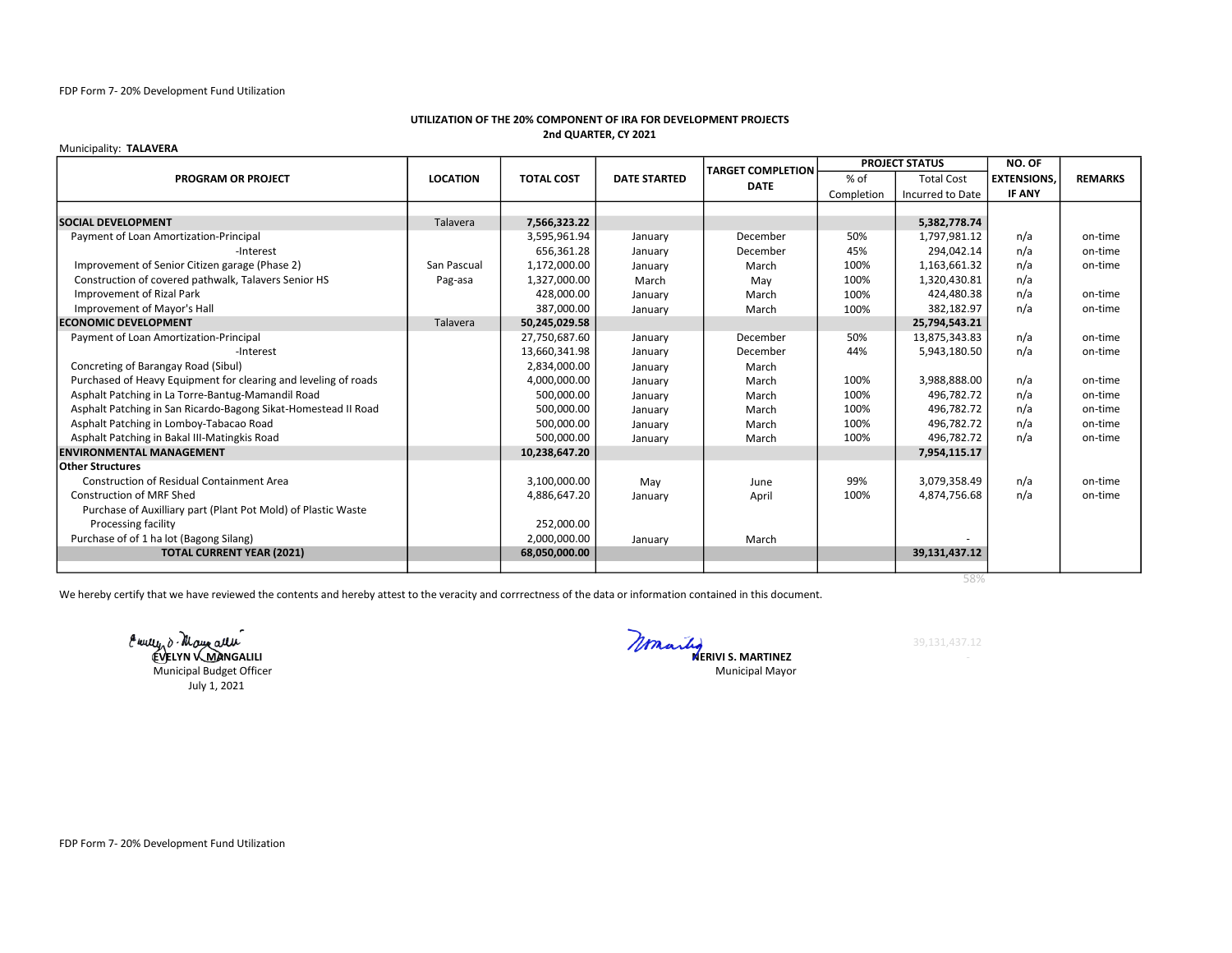FDP Form 7- 20% Development Fund Utilization

**UTILIZATION OF THE 20% COMPONENT OF IRA FOR DEVELOPMENT PROJECTS**
**2nd QUARTER, CY 2021**

Municipality: **TALAVERA**

| PROGRAM OR PROJECT | LOCATION | TOTAL COST | DATE STARTED | TARGET COMPLETION DATE | PROJECT STATUS | | NO. OF EXTENSIONS, IF ANY | REMARKS |
|---|---|---|---|---|---|---|---|---|
| | | | | | % of Completion | Total Cost Incurred to Date | | |
| **SOCIAL DEVELOPMENT** | Talavera | **7,566,323.22** | | | | **5,382,778.74** | | |
| Payment of Loan Amortization-Principal | | 3,595,961.94 | January | December | 50% | 1,797,981.12 | n/a | on-time |
| -Interest | | 656,361.28 | January | December | 45% | 294,042.14 | n/a | on-time |
| Improvement of Senior Citizen garage (Phase 2) | San Pascual | 1,172,000.00 | January | March | 100% | 1,163,661.32 | n/a | on-time |
| Construction of covered pathwalk, Talavers Senior HS | Pag-asa | 1,327,000.00 | March | May | 100% | 1,320,430.81 | n/a | |
| Improvement of Rizal Park | | 428,000.00 | January | March | 100% | 424,480.38 | n/a | on-time |
| Improvement of Mayor's Hall | | 387,000.00 | January | March | 100% | 382,182.97 | n/a | on-time |
| **ECONOMIC DEVELOPMENT** | Talavera | **50,245,029.58** | | | | **25,794,543.21** | | |
| Payment of Loan Amortization-Principal | | 27,750,687.60 | January | December | 50% | 13,875,343.83 | n/a | on-time |
| -Interest | | 13,660,341.98 | January | December | 44% | 5,943,180.50 | n/a | on-time |
| Concreting of Barangay Road (Sibul) | | 2,834,000.00 | January | March | | | | |
| Purchased of Heavy Equipment for clearing and leveling of roads | | 4,000,000.00 | January | March | 100% | 3,988,888.00 | n/a | on-time |
| Asphalt Patching in La Torre-Bantug-Mamandil Road | | 500,000.00 | January | March | 100% | 496,782.72 | n/a | on-time |
| Asphalt Patching in San Ricardo-Bagong Sikat-Homestead II Road | | 500,000.00 | January | March | 100% | 496,782.72 | n/a | on-time |
| Asphalt Patching in Lomboy-Tabacao Road | | 500,000.00 | January | March | 100% | 496,782.72 | n/a | on-time |
| Asphalt Patching in Bakal III-Matingkis Road | | 500,000.00 | January | March | 100% | 496,782.72 | n/a | on-time |
| **ENVIRONMENTAL MANAGEMENT** | | **10,238,647.20** | | | | **7,954,115.17** | | |
| **Other Structures** | | | | | | | | |
| Construction of Residual Containment Area | | 3,100,000.00 | May | June | 99% | 3,079,358.49 | n/a | on-time |
| Construction of MRF Shed | | 4,886,647.20 | January | April | 100% | 4,874,756.68 | n/a | on-time |
| Purchase of Auxilliary part (Plant Pot Mold) of Plastic Waste Processing facility | | 252,000.00 | | | | | | |
| Purchase of of 1 ha lot (Bagong Silang) | | 2,000,000.00 | January | March | | - | | |
| **TOTAL CURRENT YEAR (2021)** | | **68,050,000.00** | | | | **39,131,437.12** | | |

58%

We hereby certify that we have reviewed the contents and hereby attest to the veracity and corrrectness of the data or information contained in this document.

**EVELYN V. MANGALILI**
Municipal Budget Officer
July 1, 2021

**NERIVI S. MARTINEZ**
Municipal Mayor

39,131,437.12
-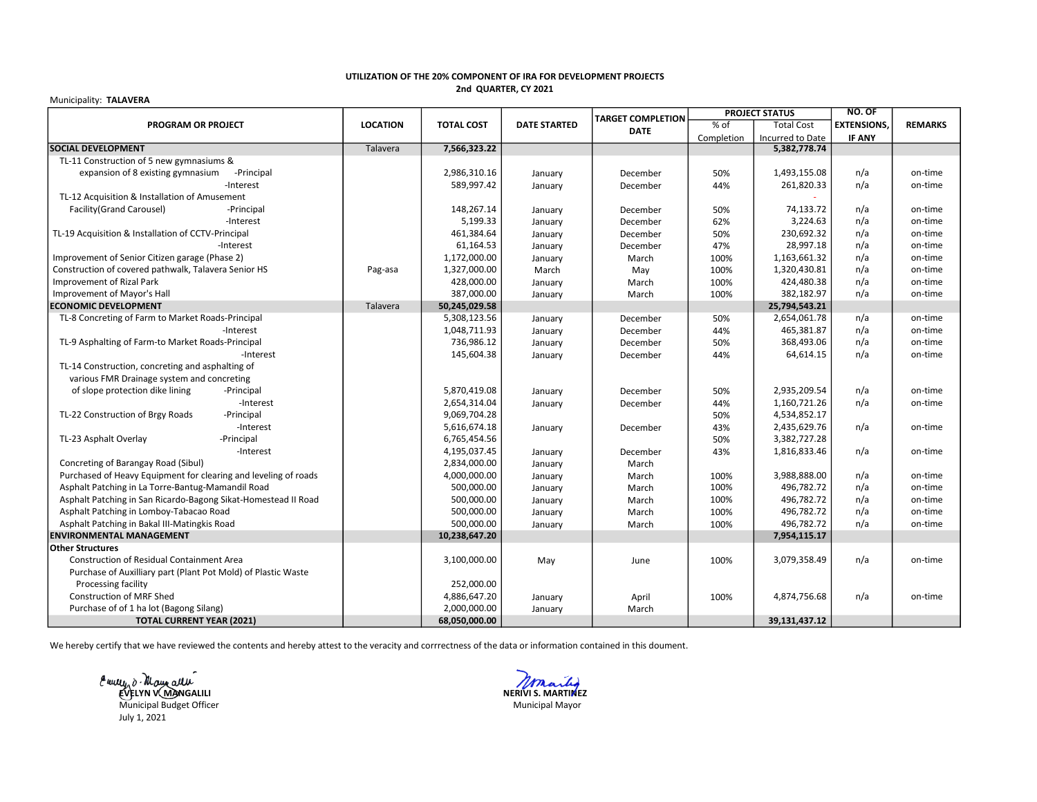**UTILIZATION OF THE 20% COMPONENT OF IRA FOR DEVELOPMENT PROJECTS**
**2nd QUARTER, CY 2021**

Municipality: **TALAVERA**

| PROGRAM OR PROJECT | LOCATION | TOTAL COST | DATE STARTED | TARGET COMPLETION DATE | PROJECT STATUS | | NO. OF EXTENSIONS, IF ANY | REMARKS |
|---|---|---|---|---|---|---|---|---|
| | | | | | % of Completion | Total Cost Incurred to Date | | |
| **SOCIAL DEVELOPMENT** | Talavera | **7,566,323.22** | | | | **5,382,778.74** | | |
| TL-11 Construction of 5 new gymnasiums & | | | | | | | | |
| expansion of 8 existing gymnasium -Principal | | 2,986,310.16 | January | December | 50% | 1,493,155.08 | n/a | on-time |
| -Interest | | 589,997.42 | January | December | 44% | 261,820.33 | n/a | on-time |
| TL-12 Acquisition & Installation of Amusement | | | | | | - | | |
| Facility(Grand Carousel) -Principal | | 148,267.14 | January | December | 50% | 74,133.72 | n/a | on-time |
| -Interest | | 5,199.33 | January | December | 62% | 3,224.63 | n/a | on-time |
| TL-19 Acquisition & Installation of CCTV-Principal | | 461,384.64 | January | December | 50% | 230,692.32 | n/a | on-time |
| -Interest | | 61,164.53 | January | December | 47% | 28,997.18 | n/a | on-time |
| Improvement of Senior Citizen garage (Phase 2) | | 1,172,000.00 | January | March | 100% | 1,163,661.32 | n/a | on-time |
| Construction of covered pathwalk, Talavera Senior HS | Pag-asa | 1,327,000.00 | March | May | 100% | 1,320,430.81 | n/a | on-time |
| Improvement of Rizal Park | | 428,000.00 | January | March | 100% | 424,480.38 | n/a | on-time |
| Improvement of Mayor's Hall | | 387,000.00 | January | March | 100% | 382,182.97 | n/a | on-time |
| **ECONOMIC DEVELOPMENT** | Talavera | **50,245,029.58** | | | | **25,794,543.21** | | |
| TL-8 Concreting of Farm to Market Roads-Principal | | 5,308,123.56 | January | December | 50% | 2,654,061.78 | n/a | on-time |
| -Interest | | 1,048,711.93 | January | December | 44% | 465,381.87 | n/a | on-time |
| TL-9 Asphalting of Farm-to Market Roads-Principal | | 736,986.12 | January | December | 50% | 368,493.06 | n/a | on-time |
| -Interest | | 145,604.38 | January | December | 44% | 64,614.15 | n/a | on-time |
| TL-14 Construction, concreting and asphalting of | | | | | | | | |
| various FMR Drainage system and concreting | | | | | | | | |
| of slope protection dike lining -Principal | | 5,870,419.08 | January | December | 50% | 2,935,209.54 | n/a | on-time |
| -Interest | | 2,654,314.04 | January | December | 44% | 1,160,721.26 | n/a | on-time |
| TL-22 Construction of Brgy Roads -Principal | | 9,069,704.28 | | | 50% | 4,534,852.17 | | |
| -Interest | | 5,616,674.18 | January | December | 43% | 2,435,629.76 | n/a | on-time |
| TL-23 Asphalt Overlay -Principal | | 6,765,454.56 | | | 50% | 3,382,727.28 | | |
| -Interest | | 4,195,037.45 | January | December | 43% | 1,816,833.46 | n/a | on-time |
| Concreting of Barangay Road (Sibul) | | 2,834,000.00 | January | March | | | | |
| Purchased of Heavy Equipment for clearing and leveling of roads | | 4,000,000.00 | January | March | 100% | 3,988,888.00 | n/a | on-time |
| Asphalt Patching in La Torre-Bantug-Mamandil Road | | 500,000.00 | January | March | 100% | 496,782.72 | n/a | on-time |
| Asphalt Patching in San Ricardo-Bagong Sikat-Homestead II Road | | 500,000.00 | January | March | 100% | 496,782.72 | n/a | on-time |
| Asphalt Patching in Lomboy-Tabacao Road | | 500,000.00 | January | March | 100% | 496,782.72 | n/a | on-time |
| Asphalt Patching in Bakal III-Matingkis Road | | 500,000.00 | January | March | 100% | 496,782.72 | n/a | on-time |
| **ENVIRONMENTAL MANAGEMENT** | | **10,238,647.20** | | | | **7,954,115.17** | | |
| **Other Structures** | | | | | | | | |
| Construction of Residual Containment Area | | 3,100,000.00 | May | June | 100% | 3,079,358.49 | n/a | on-time |
| Purchase of Auxilliary part (Plant Pot Mold) of Plastic Waste | | | | | | | | |
| Processing facility | | 252,000.00 | | | | | | |
| Construction of MRF Shed | | 4,886,647.20 | January | April | 100% | 4,874,756.68 | n/a | on-time |
| Purchase of of 1 ha lot (Bagong Silang) | | 2,000,000.00 | January | March | | | | |
| **TOTAL CURRENT YEAR (2021)** | | **68,050,000.00** | | | | **39,131,437.12** | | |

We hereby certify that we have reviewed the contents and hereby attest to the veracity and corrrectness of the data or information contained in this doument.

**EVELYN V. MANGALILI**
Municipal Budget Officer
July 1, 2021

**NERIVI S. MARTINEZ**
Municipal Mayor